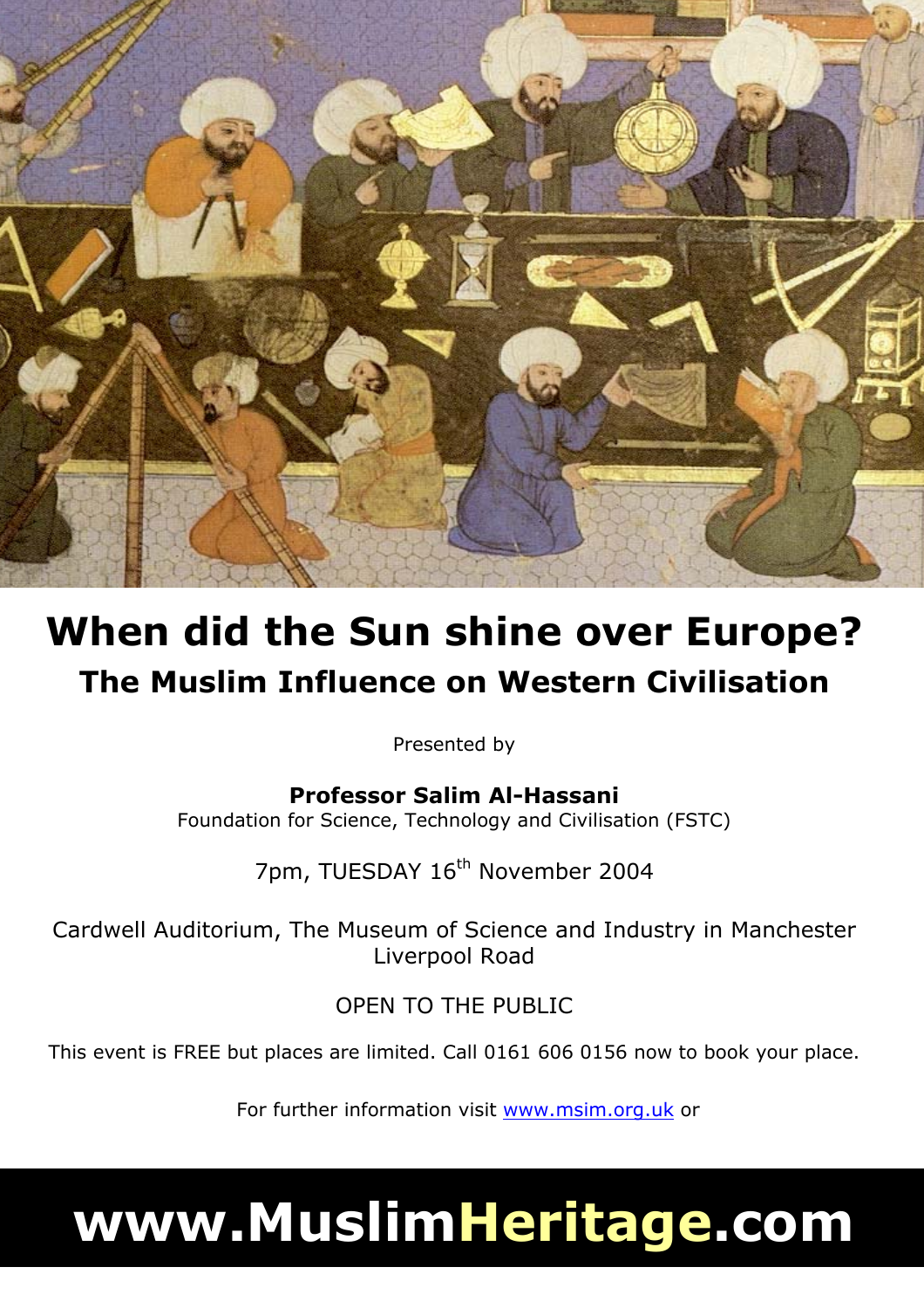# When did the Sun shine over Europe?

## The Muslim Influence on Western Civilisation

Presented by

**Professor Salim Al-Hassani**
Foundation for Science, Technology and Civilisation (FSTC)

7pm, TUESDAY 16th November 2004

Cardwell Auditorium, The Museum of Science and Industry in Manchester
Liverpool Road

OPEN TO THE PUBLIC

This event is FREE but places are limited. Call 0161 606 0156 now to book your place.

For further information visit www.msim.org.uk or

# www.MuslimHeritage.com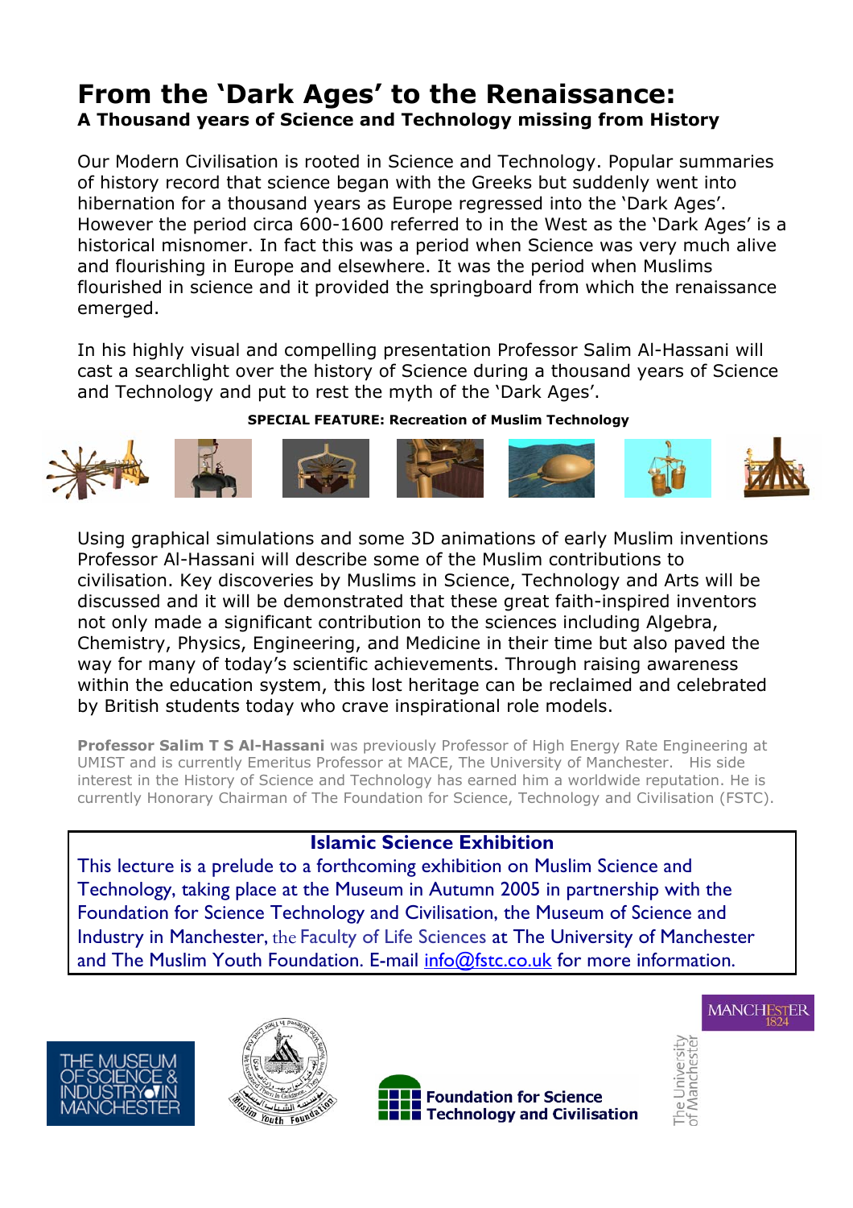# From the 'Dark Ages' to the Renaissance:

**A Thousand years of Science and Technology missing from History**

Our Modern Civilisation is rooted in Science and Technology. Popular summaries of history record that science began with the Greeks but suddenly went into hibernation for a thousand years as Europe regressed into the 'Dark Ages'. However the period circa 600-1600 referred to in the West as the 'Dark Ages' is a historical misnomer. In fact this was a period when Science was very much alive and flourishing in Europe and elsewhere. It was the period when Muslims flourished in science and it provided the springboard from which the renaissance emerged.

In his highly visual and compelling presentation Professor Salim Al-Hassani will cast a searchlight over the history of Science during a thousand years of Science and Technology and put to rest the myth of the 'Dark Ages'.

**SPECIAL FEATURE: Recreation of Muslim Technology**

Using graphical simulations and some 3D animations of early Muslim inventions Professor Al-Hassani will describe some of the Muslim contributions to civilisation. Key discoveries by Muslims in Science, Technology and Arts will be discussed and it will be demonstrated that these great faith-inspired inventors not only made a significant contribution to the sciences including Algebra, Chemistry, Physics, Engineering, and Medicine in their time but also paved the way for many of today's scientific achievements. Through raising awareness within the education system, this lost heritage can be reclaimed and celebrated by British students today who crave inspirational role models.

**Professor Salim T S Al-Hassani** was previously Professor of High Energy Rate Engineering at UMIST and is currently Emeritus Professor at MACE, The University of Manchester. His side interest in the History of Science and Technology has earned him a worldwide reputation. He is currently Honorary Chairman of The Foundation for Science, Technology and Civilisation (FSTC).

## Islamic Science Exhibition

This lecture is a prelude to a forthcoming exhibition on Muslim Science and Technology, taking place at the Museum in Autumn 2005 in partnership with the Foundation for Science Technology and Civilisation, the Museum of Science and Industry in Manchester, the Faculty of Life Sciences at The University of Manchester and The Muslim Youth Foundation. E-mail info@fstc.co.uk for more information.

THE MUSEUM OF SCIENCE & INDUSTRY IN MANCHESTER

Muslim Youth Foundation

Foundation for Science Technology and Civilisation

MANCHESTER 1824 The University of Manchester